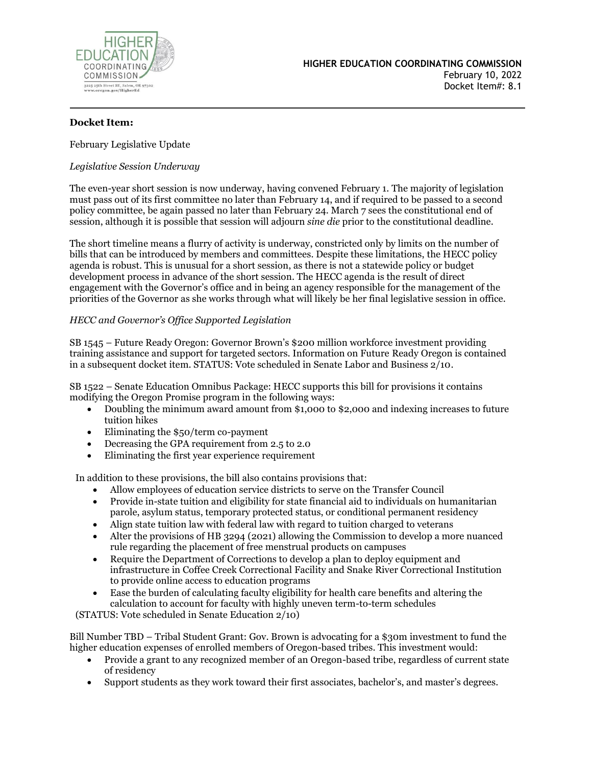**HIGHER EDUCATION COORDINATING COMMISSION**
February 10, 2022
Docket Item#: 8.1

---

**Docket Item:**

February Legislative Update

*Legislative Session Underway*

The even-year short session is now underway, having convened February 1. The majority of legislation must pass out of its first committee no later than February 14, and if required to be passed to a second policy committee, be again passed no later than February 24. March 7 sees the constitutional end of session, although it is possible that session will adjourn *sine die* prior to the constitutional deadline.

The short timeline means a flurry of activity is underway, constricted only by limits on the number of bills that can be introduced by members and committees. Despite these limitations, the HECC policy agenda is robust. This is unusual for a short session, as there is not a statewide policy or budget development process in advance of the short session. The HECC agenda is the result of direct engagement with the Governor's office and in being an agency responsible for the management of the priorities of the Governor as she works through what will likely be her final legislative session in office.

*HECC and Governor's Office Supported Legislation*

SB 1545 – Future Ready Oregon: Governor Brown's $200 million workforce investment providing training assistance and support for targeted sectors. Information on Future Ready Oregon is contained in a subsequent docket item. STATUS: Vote scheduled in Senate Labor and Business 2/10.

SB 1522 – Senate Education Omnibus Package: HECC supports this bill for provisions it contains modifying the Oregon Promise program in the following ways:

- Doubling the minimum award amount from $1,000 to $2,000 and indexing increases to future tuition hikes
- Eliminating the $50/term co-payment
- Decreasing the GPA requirement from 2.5 to 2.0
- Eliminating the first year experience requirement

In addition to these provisions, the bill also contains provisions that:

- Allow employees of education service districts to serve on the Transfer Council
- Provide in-state tuition and eligibility for state financial aid to individuals on humanitarian parole, asylum status, temporary protected status, or conditional permanent residency
- Align state tuition law with federal law with regard to tuition charged to veterans
- Alter the provisions of HB 3294 (2021) allowing the Commission to develop a more nuanced rule regarding the placement of free menstrual products on campuses
- Require the Department of Corrections to develop a plan to deploy equipment and infrastructure in Coffee Creek Correctional Facility and Snake River Correctional Institution to provide online access to education programs
- Ease the burden of calculating faculty eligibility for health care benefits and altering the calculation to account for faculty with highly uneven term-to-term schedules

(STATUS: Vote scheduled in Senate Education 2/10)

Bill Number TBD – Tribal Student Grant: Gov. Brown is advocating for a $30m investment to fund the higher education expenses of enrolled members of Oregon-based tribes. This investment would:

- Provide a grant to any recognized member of an Oregon-based tribe, regardless of current state of residency
- Support students as they work toward their first associates, bachelor's, and master's degrees.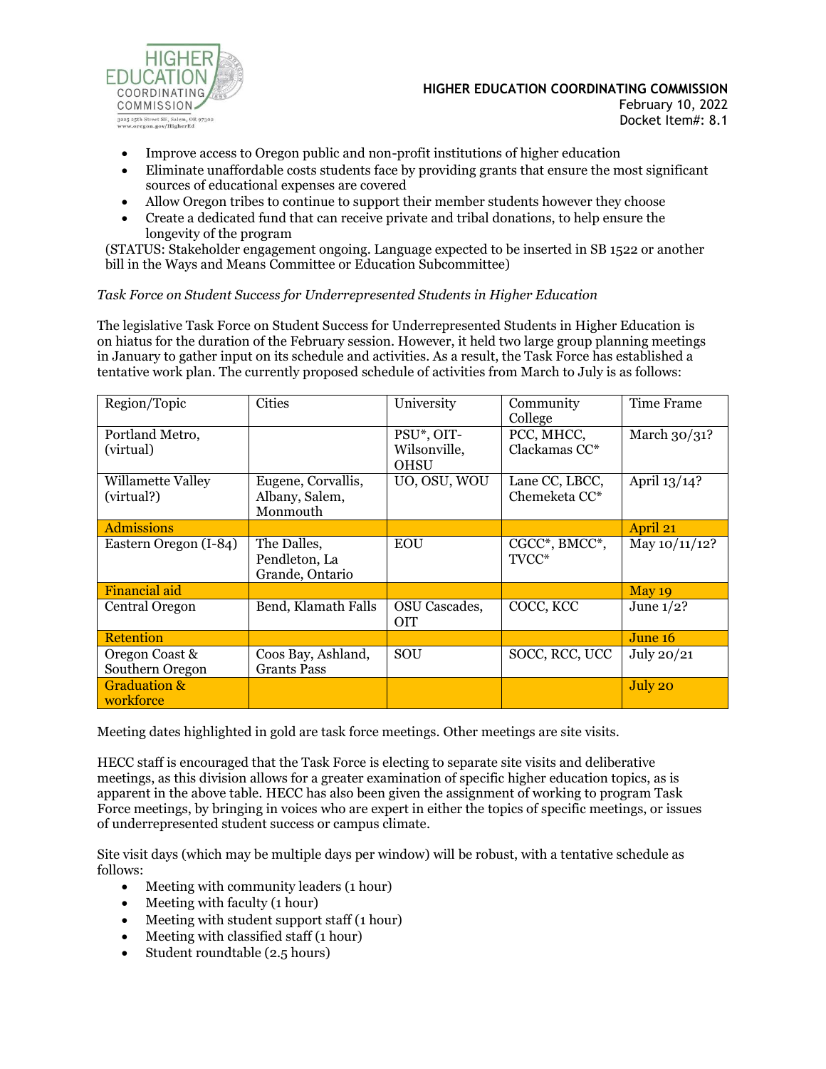- Improve access to Oregon public and non-profit institutions of higher education
- Eliminate unaffordable costs students face by providing grants that ensure the most significant sources of educational expenses are covered
- Allow Oregon tribes to continue to support their member students however they choose
- Create a dedicated fund that can receive private and tribal donations, to help ensure the longevity of the program

(STATUS: Stakeholder engagement ongoing. Language expected to be inserted in SB 1522 or another bill in the Ways and Means Committee or Education Subcommittee)

*Task Force on Student Success for Underrepresented Students in Higher Education*

The legislative Task Force on Student Success for Underrepresented Students in Higher Education is on hiatus for the duration of the February session. However, it held two large group planning meetings in January to gather input on its schedule and activities. As a result, the Task Force has established a tentative work plan. The currently proposed schedule of activities from March to July is as follows:

| Region/Topic | Cities | University | Community College | Time Frame |
|---|---|---|---|---|
| Portland Metro, (virtual) | | PSU*, OIT-Wilsonville, OHSU | PCC, MHCC, Clackamas CC* | March 30/31? |
| Willamette Valley (virtual?) | Eugene, Corvallis, Albany, Salem, Monmouth | UO, OSU, WOU | Lane CC, LBCC, Chemeketa CC* | April 13/14? |
| Admissions | | | | April 21 |
| Eastern Oregon (I-84) | The Dalles, Pendleton, La Grande, Ontario | EOU | CGCC*, BMCC*, TVCC* | May 10/11/12? |
| Financial aid | | | | May 19 |
| Central Oregon | Bend, Klamath Falls | OSU Cascades, OIT | COCC, KCC | June 1/2? |
| Retention | | | | June 16 |
| Oregon Coast & Southern Oregon | Coos Bay, Ashland, Grants Pass | SOU | SOCC, RCC, UCC | July 20/21 |
| Graduation & workforce | | | | July 20 |

Meeting dates highlighted in gold are task force meetings. Other meetings are site visits.

HECC staff is encouraged that the Task Force is electing to separate site visits and deliberative meetings, as this division allows for a greater examination of specific higher education topics, as is apparent in the above table. HECC has also been given the assignment of working to program Task Force meetings, by bringing in voices who are expert in either the topics of specific meetings, or issues of underrepresented student success or campus climate.

Site visit days (which may be multiple days per window) will be robust, with a tentative schedule as follows:

- Meeting with community leaders (1 hour)
- Meeting with faculty (1 hour)
- Meeting with student support staff (1 hour)
- Meeting with classified staff (1 hour)
- Student roundtable (2.5 hours)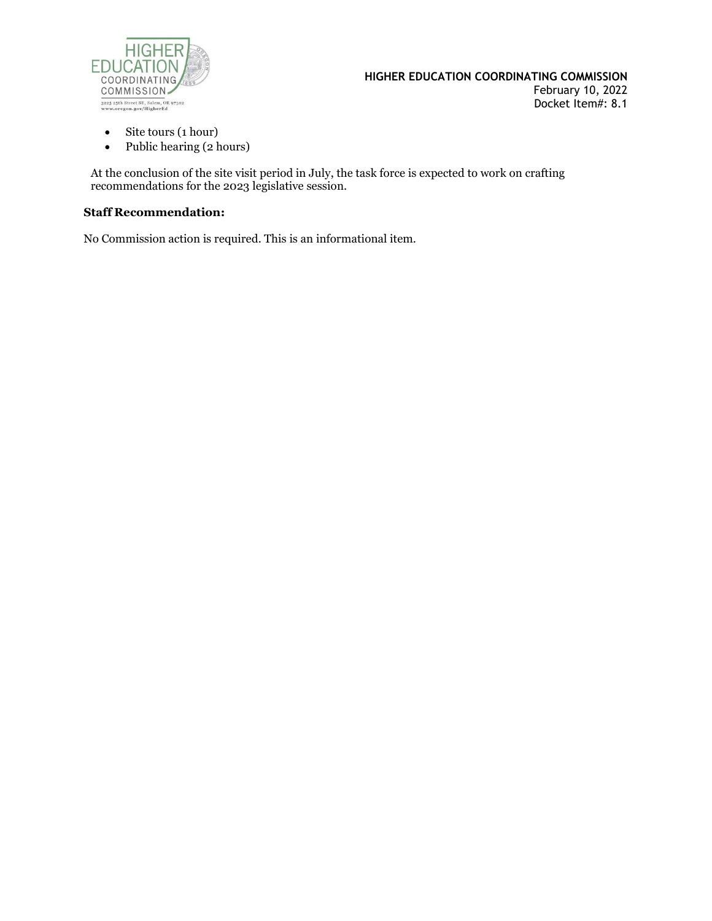- Site tours (1 hour)
- Public hearing (2 hours)

At the conclusion of the site visit period in July, the task force is expected to work on crafting recommendations for the 2023 legislative session.

**Staff Recommendation:**

No Commission action is required. This is an informational item.